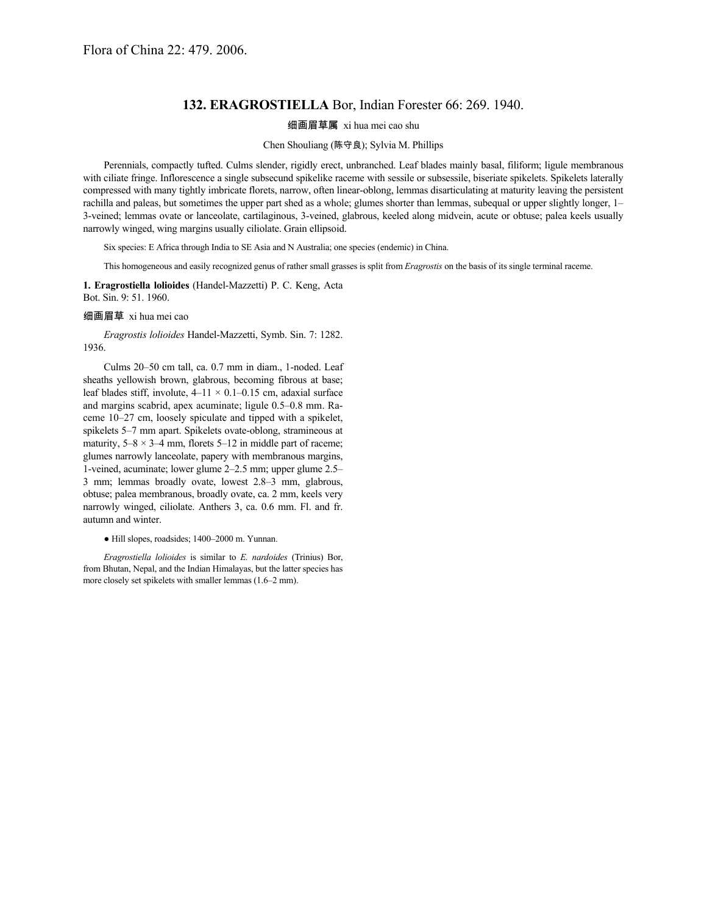Flora of China 22: 479. 2006.

## 132. **ERAGROSTIELLA** Bor, Indian Forester 66: 269. 1940.

细画眉草属 xi hua mei cao shu

Chen Shouliang (陈守良); Sylvia M. Phillips

Perennials, compactly tufted. Culms slender, rigidly erect, unbranched. Leaf blades mainly basal, filiform; ligule membranous with ciliate fringe. Inflorescence a single subsecund spikelike raceme with sessile or subsessile, biseriate spikelets. Spikelets laterally compressed with many tightly imbricate florets, narrow, often linear-oblong, lemmas disarticulating at maturity leaving the persistent rachilla and paleas, but sometimes the upper part shed as a whole; glumes shorter than lemmas, subequal or upper slightly longer, 1–3-veined; lemmas ovate or lanceolate, cartilaginous, 3-veined, glabrous, keeled along midvein, acute or obtuse; palea keels usually narrowly winged, wing margins usually ciliolate. Grain ellipsoid.

Six species: E Africa through India to SE Asia and N Australia; one species (endemic) in China.

This homogeneous and easily recognized genus of rather small grasses is split from *Eragrostis* on the basis of its single terminal raceme.

**1. Eragrostiella lolioides** (Handel-Mazzetti) P. C. Keng, Acta Bot. Sin. 9: 51. 1960.

细画眉草 xi hua mei cao

*Eragrostis lolioides* Handel-Mazzetti, Symb. Sin. 7: 1282. 1936.

Culms 20–50 cm tall, ca. 0.7 mm in diam., 1-noded. Leaf sheaths yellowish brown, glabrous, becoming fibrous at base; leaf blades stiff, involute, 4–11 × 0.1–0.15 cm, adaxial surface and margins scabrid, apex acuminate; ligule 0.5–0.8 mm. Raceme 10–27 cm, loosely spiculate and tipped with a spikelet, spikelets 5–7 mm apart. Spikelets ovate-oblong, stramineous at maturity, 5–8 × 3–4 mm, florets 5–12 in middle part of raceme; glumes narrowly lanceolate, papery with membranous margins, 1-veined, acuminate; lower glume 2–2.5 mm; upper glume 2.5–3 mm; lemmas broadly ovate, lowest 2.8–3 mm, glabrous, obtuse; palea membranous, broadly ovate, ca. 2 mm, keels very narrowly winged, ciliolate. Anthers 3, ca. 0.6 mm. Fl. and fr. autumn and winter.

● Hill slopes, roadsides; 1400–2000 m. Yunnan.

*Eragrostiella lolioides* is similar to *E. nardoides* (Trinius) Bor, from Bhutan, Nepal, and the Indian Himalayas, but the latter species has more closely set spikelets with smaller lemmas (1.6–2 mm).